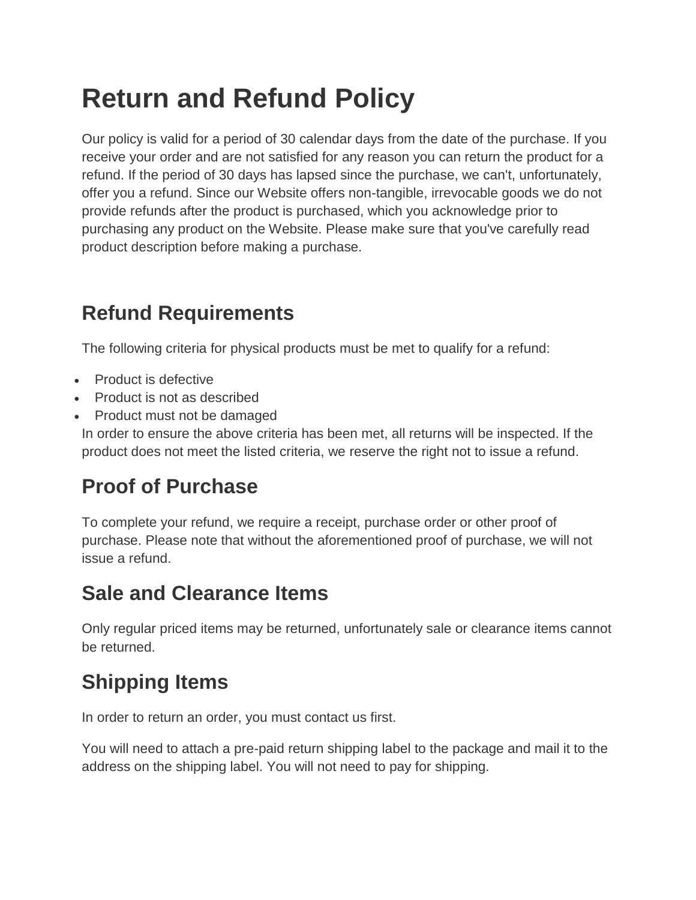# Return and Refund Policy

Our policy is valid for a period of 30 calendar days from the date of the purchase. If you receive your order and are not satisfied for any reason you can return the product for a refund. If the period of 30 days has lapsed since the purchase, we can't, unfortunately, offer you a refund. Since our Website offers non-tangible, irrevocable goods we do not provide refunds after the product is purchased, which you acknowledge prior to purchasing any product on the Website. Please make sure that you've carefully read product description before making a purchase.

## Refund Requirements

The following criteria for physical products must be met to qualify for a refund:

- Product is defective
- Product is not as described
- Product must not be damaged

In order to ensure the above criteria has been met, all returns will be inspected. If the product does not meet the listed criteria, we reserve the right not to issue a refund.

## Proof of Purchase

To complete your refund, we require a receipt, purchase order or other proof of purchase. Please note that without the aforementioned proof of purchase, we will not issue a refund.

## Sale and Clearance Items

Only regular priced items may be returned, unfortunately sale or clearance items cannot be returned.

## Shipping Items

In order to return an order, you must contact us first.

You will need to attach a pre-paid return shipping label to the package and mail it to the address on the shipping label. You will not need to pay for shipping.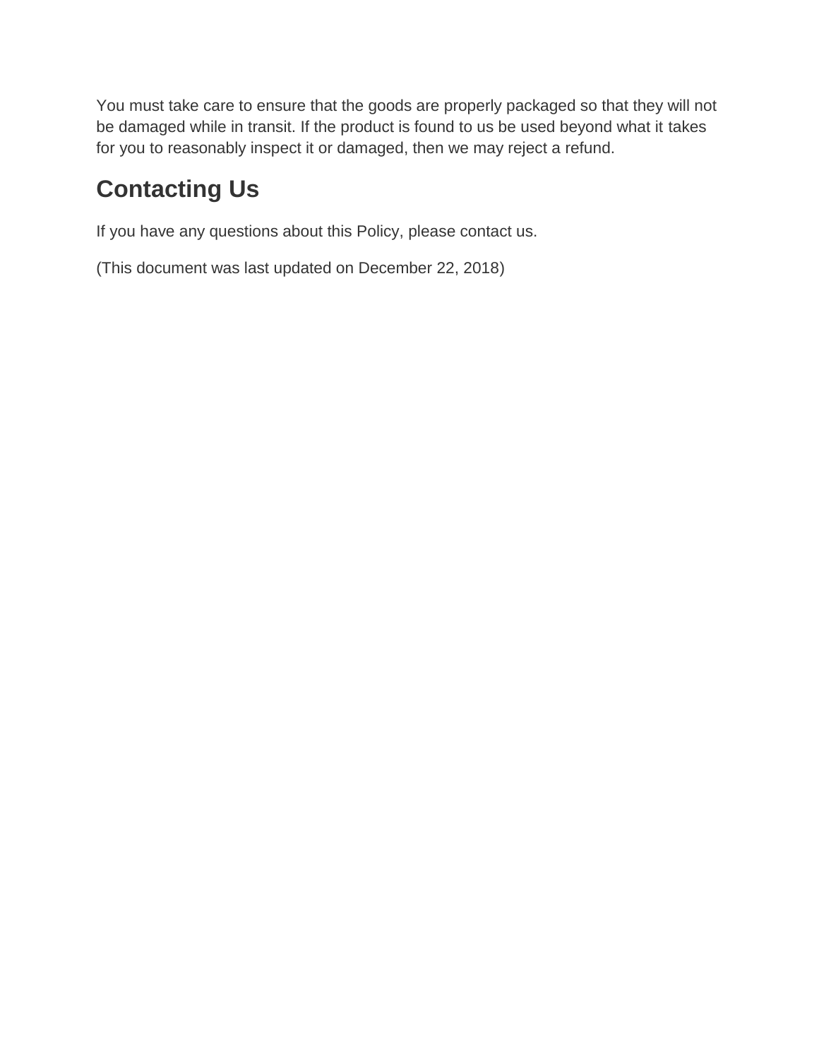You must take care to ensure that the goods are properly packaged so that they will not be damaged while in transit. If the product is found to us be used beyond what it takes for you to reasonably inspect it or damaged, then we may reject a refund.

## Contacting Us

If you have any questions about this Policy, please contact us.

(This document was last updated on December 22, 2018)